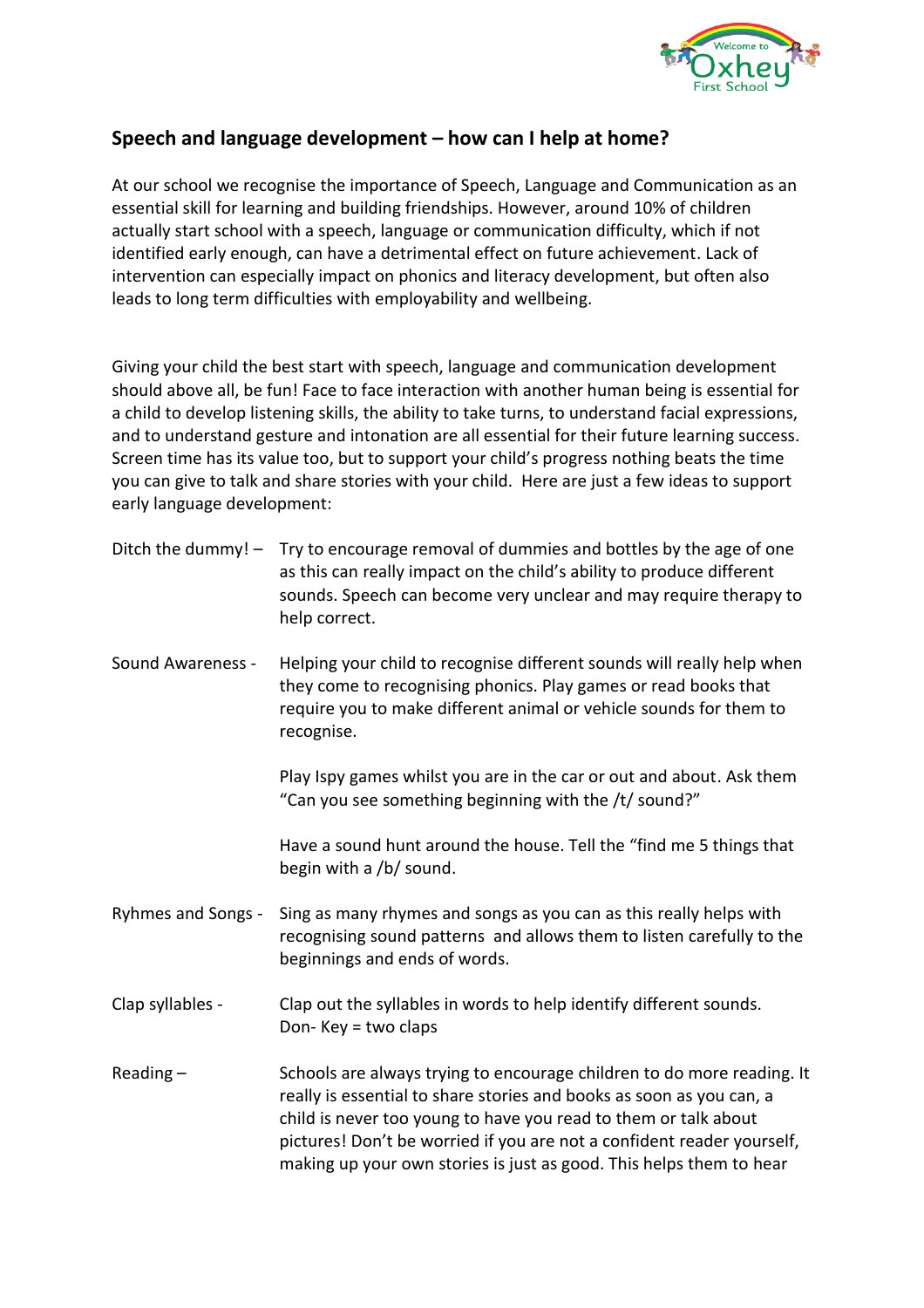## Speech and language development – how can I help at home?

At our school we recognise the importance of Speech, Language and Communication as an essential skill for learning and building friendships. However, around 10% of children actually start school with a speech, language or communication difficulty, which if not identified early enough, can have a detrimental effect on future achievement. Lack of intervention can especially impact on phonics and literacy development, but often also leads to long term difficulties with employability and wellbeing.

Giving your child the best start with speech, language and communication development should above all, be fun! Face to face interaction with another human being is essential for a child to develop listening skills, the ability to take turns, to understand facial expressions, and to understand gesture and intonation are all essential for their future learning success. Screen time has its value too, but to support your child's progress nothing beats the time you can give to talk and share stories with your child. Here are just a few ideas to support early language development:

Ditch the dummy! – Try to encourage removal of dummies and bottles by the age of one as this can really impact on the child's ability to produce different sounds. Speech can become very unclear and may require therapy to help correct.

Sound Awareness - Helping your child to recognise different sounds will really help when they come to recognising phonics. Play games or read books that require you to make different animal or vehicle sounds for them to recognise.

Play Ispy games whilst you are in the car or out and about. Ask them "Can you see something beginning with the /t/ sound?"

Have a sound hunt around the house. Tell the "find me 5 things that begin with a /b/ sound.

Ryhmes and Songs - Sing as many rhymes and songs as you can as this really helps with recognising sound patterns and allows them to listen carefully to the beginnings and ends of words.

Clap syllables - Clap out the syllables in words to help identify different sounds.
Don- Key = two claps

Reading – Schools are always trying to encourage children to do more reading. It really is essential to share stories and books as soon as you can, a child is never too young to have you read to them or talk about pictures! Don't be worried if you are not a confident reader yourself, making up your own stories is just as good. This helps them to hear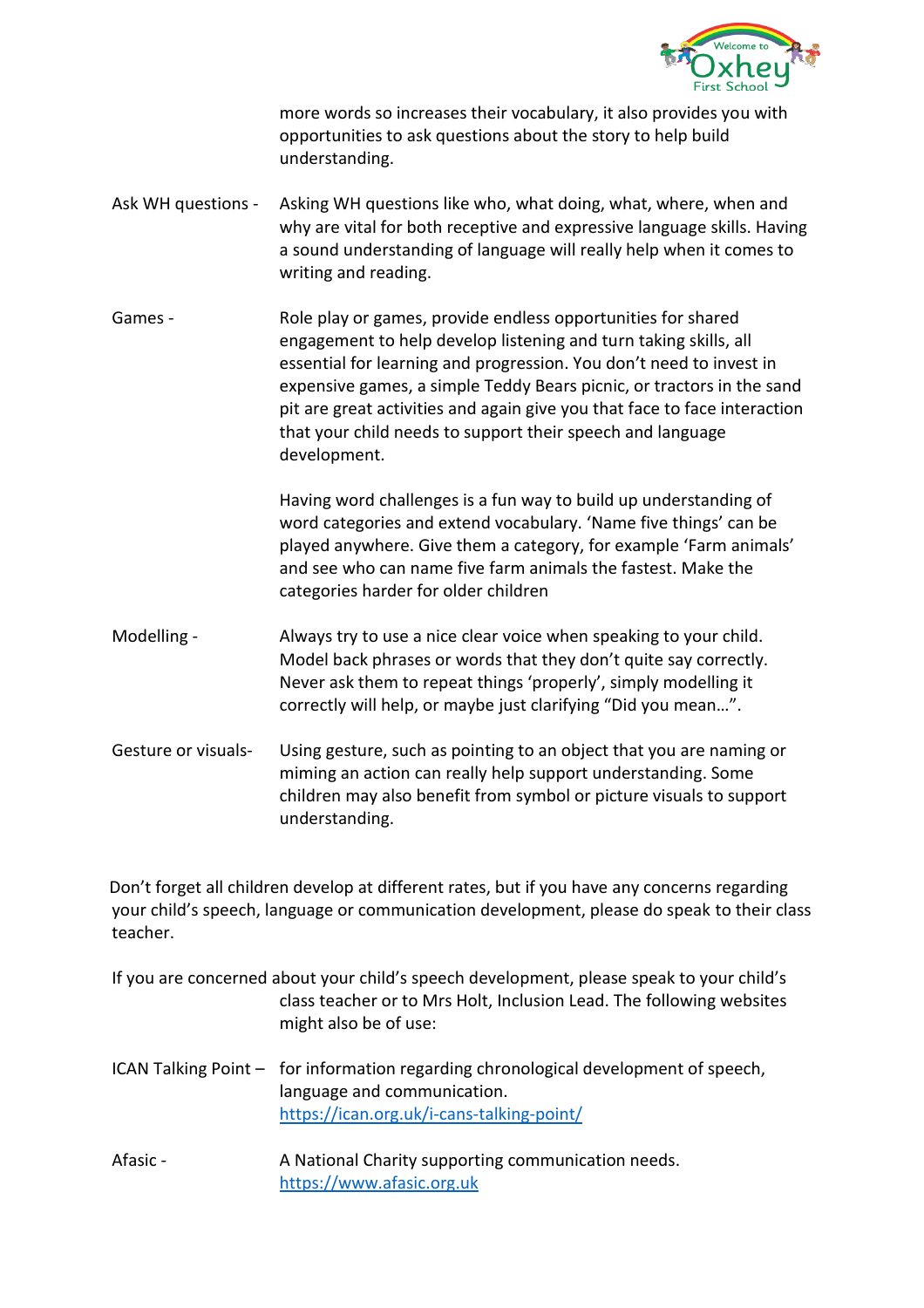more words so increases their vocabulary, it also provides you with opportunities to ask questions about the story to help build understanding.

**Ask WH questions** - Asking WH questions like who, what doing, what, where, when and why are vital for both receptive and expressive language skills. Having a sound understanding of language will really help when it comes to writing and reading.

**Games** - Role play or games, provide endless opportunities for shared engagement to help develop listening and turn taking skills, all essential for learning and progression. You don't need to invest in expensive games, a simple Teddy Bears picnic, or tractors in the sand pit are great activities and again give you that face to face interaction that your child needs to support their speech and language development.

Having word challenges is a fun way to build up understanding of word categories and extend vocabulary. 'Name five things' can be played anywhere. Give them a category, for example 'Farm animals' and see who can name five farm animals the fastest. Make the categories harder for older children

**Modelling** - Always try to use a nice clear voice when speaking to your child. Model back phrases or words that they don't quite say correctly. Never ask them to repeat things 'properly', simply modelling it correctly will help, or maybe just clarifying "Did you mean…".

**Gesture or visuals**- Using gesture, such as pointing to an object that you are naming or miming an action can really help support understanding. Some children may also benefit from symbol or picture visuals to support understanding.

Don't forget all children develop at different rates, but if you have any concerns regarding your child's speech, language or communication development, please do speak to their class teacher.

If you are concerned about your child's speech development, please speak to your child's class teacher or to Mrs Holt, Inclusion Lead. The following websites might also be of use:

**ICAN Talking Point** – for information regarding chronological development of speech, language and communication.
https://ican.org.uk/i-cans-talking-point/

**Afasic** - A National Charity supporting communication needs.
https://www.afasic.org.uk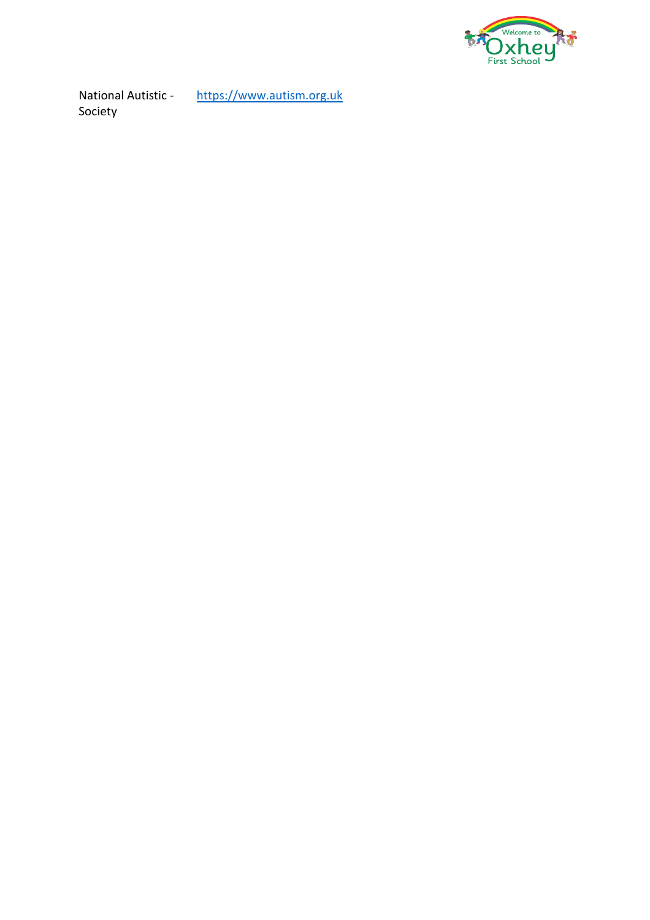| | |
|---|---|
| National Autistic - Society | https://www.autism.org.uk |